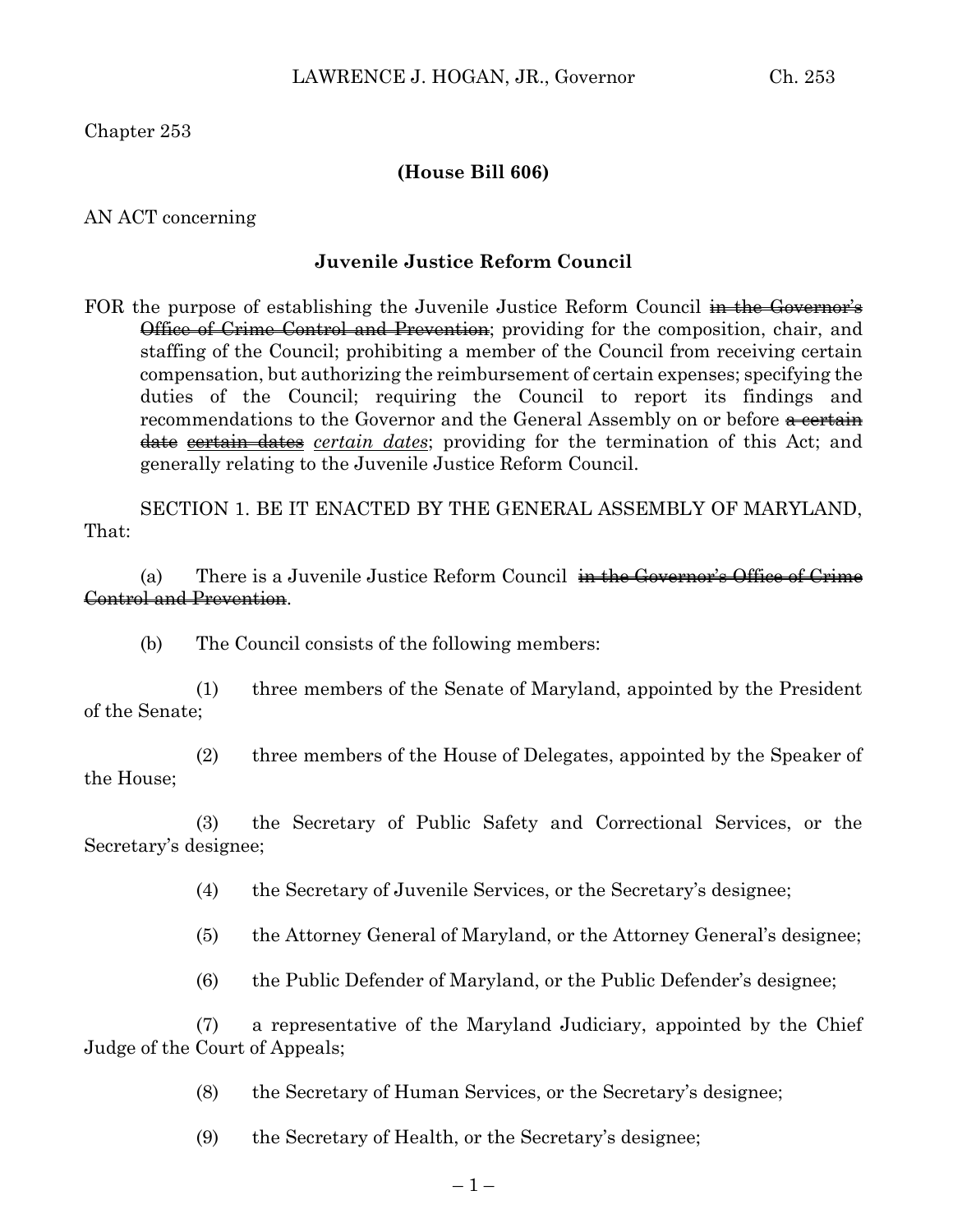Chapter 253

**(House Bill 606)**

AN ACT concerning

**Juvenile Justice Reform Council**

FOR the purpose of establishing the Juvenile Justice Reform Council ~~in the Governor's Office of Crime Control and Prevention~~; providing for the composition, chair, and staffing of the Council; prohibiting a member of the Council from receiving certain compensation, but authorizing the reimbursement of certain expenses; specifying the duties of the Council; requiring the Council to report its findings and recommendations to the Governor and the General Assembly on or before ~~a certain date~~ ~~certain dates~~ *certain dates*; providing for the termination of this Act; and generally relating to the Juvenile Justice Reform Council.

SECTION 1. BE IT ENACTED BY THE GENERAL ASSEMBLY OF MARYLAND, That:

(a) There is a Juvenile Justice Reform Council ~~in the Governor's Office of Crime Control and Prevention~~.

(b) The Council consists of the following members:

(1) three members of the Senate of Maryland, appointed by the President of the Senate;

(2) three members of the House of Delegates, appointed by the Speaker of the House;

(3) the Secretary of Public Safety and Correctional Services, or the Secretary's designee;

(4) the Secretary of Juvenile Services, or the Secretary's designee;

(5) the Attorney General of Maryland, or the Attorney General's designee;

(6) the Public Defender of Maryland, or the Public Defender's designee;

(7) a representative of the Maryland Judiciary, appointed by the Chief Judge of the Court of Appeals;

(8) the Secretary of Human Services, or the Secretary's designee;

(9) the Secretary of Health, or the Secretary's designee;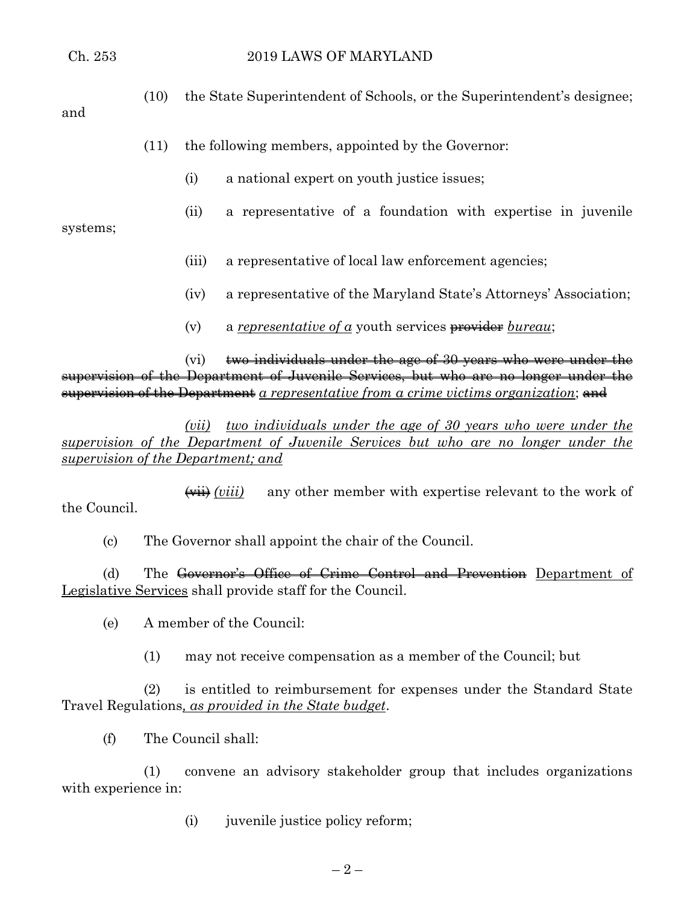(10) the State Superintendent of Schools, or the Superintendent's designee; and

(11) the following members, appointed by the Governor:

(i) a national expert on youth justice issues;

(ii) a representative of a foundation with expertise in juvenile systems;

(iii) a representative of local law enforcement agencies;

(iv) a representative of the Maryland State's Attorneys' Association;

(v) a *representative of a* youth services ~~provider~~ *bureau*;

(vi) ~~two individuals under the age of 30 years who were under the supervision of the Department of Juvenile Services, but who are no longer under the supervision of the Department~~ *a representative from a crime victims organization*; ~~and~~

*(vii) two individuals under the age of 30 years who were under the supervision of the Department of Juvenile Services but who are no longer under the supervision of the Department; and*

~~(vii)~~ *(viii)* any other member with expertise relevant to the work of the Council.

(c) The Governor shall appoint the chair of the Council.

(d) The ~~Governor's Office of Crime Control and Prevention~~ Department of Legislative Services shall provide staff for the Council.

(e) A member of the Council:

(1) may not receive compensation as a member of the Council; but

(2) is entitled to reimbursement for expenses under the Standard State Travel Regulations*, as provided in the State budget*.

(f) The Council shall:

(1) convene an advisory stakeholder group that includes organizations with experience in:

(i) juvenile justice policy reform;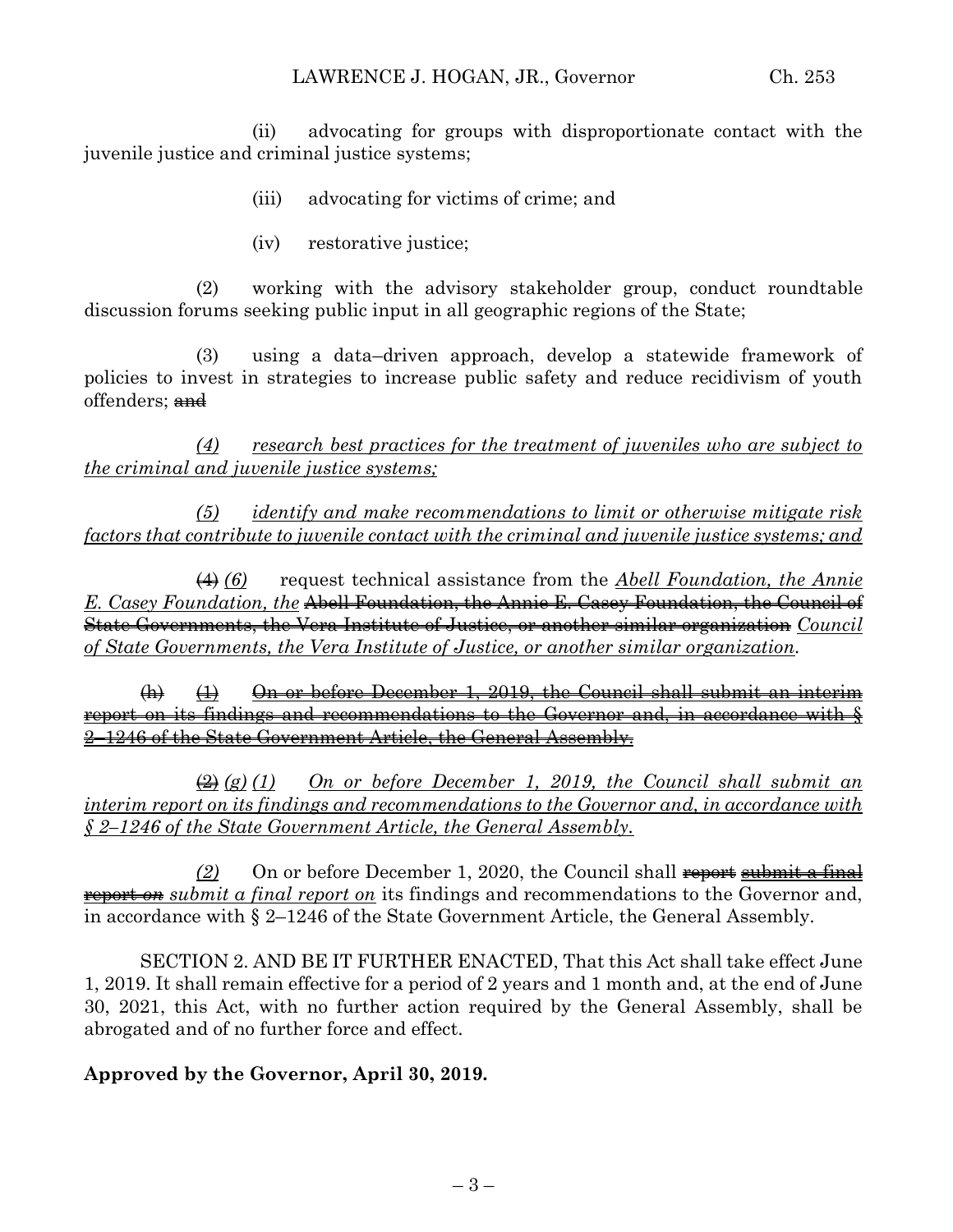(ii) advocating for groups with disproportionate contact with the juvenile justice and criminal justice systems;

(iii) advocating for victims of crime; and

(iv) restorative justice;

(2) working with the advisory stakeholder group, conduct roundtable discussion forums seeking public input in all geographic regions of the State;

(3) using a data–driven approach, develop a statewide framework of policies to invest in strategies to increase public safety and reduce recidivism of youth offenders; ~~and~~

*(4) research best practices for the treatment of juveniles who are subject to the criminal and juvenile justice systems;*

*(5) identify and make recommendations to limit or otherwise mitigate risk factors that contribute to juvenile contact with the criminal and juvenile justice systems; and*

~~(4)~~ *(6)* request technical assistance from the *Abell Foundation, the Annie E. Casey Foundation, the* ~~Abell Foundation, the Annie E. Casey Foundation, the Council of State Governments, the Vera Institute of Justice, or another similar organization~~ *Council of State Governments, the Vera Institute of Justice, or another similar organization*.

~~(h) (1) On or before December 1, 2019, the Council shall submit an interim report on its findings and recommendations to the Governor and, in accordance with § 2–1246 of the State Government Article, the General Assembly.~~

~~(2)~~ *(g) (1) On or before December 1, 2019, the Council shall submit an interim report on its findings and recommendations to the Governor and, in accordance with § 2–1246 of the State Government Article, the General Assembly.*

*(2)* On or before December 1, 2020, the Council shall ~~report~~ ~~submit a final report on~~ *submit a final report on* its findings and recommendations to the Governor and, in accordance with § 2–1246 of the State Government Article, the General Assembly.

SECTION 2. AND BE IT FURTHER ENACTED, That this Act shall take effect June 1, 2019. It shall remain effective for a period of 2 years and 1 month and, at the end of June 30, 2021, this Act, with no further action required by the General Assembly, shall be abrogated and of no further force and effect.

**Approved by the Governor, April 30, 2019.**